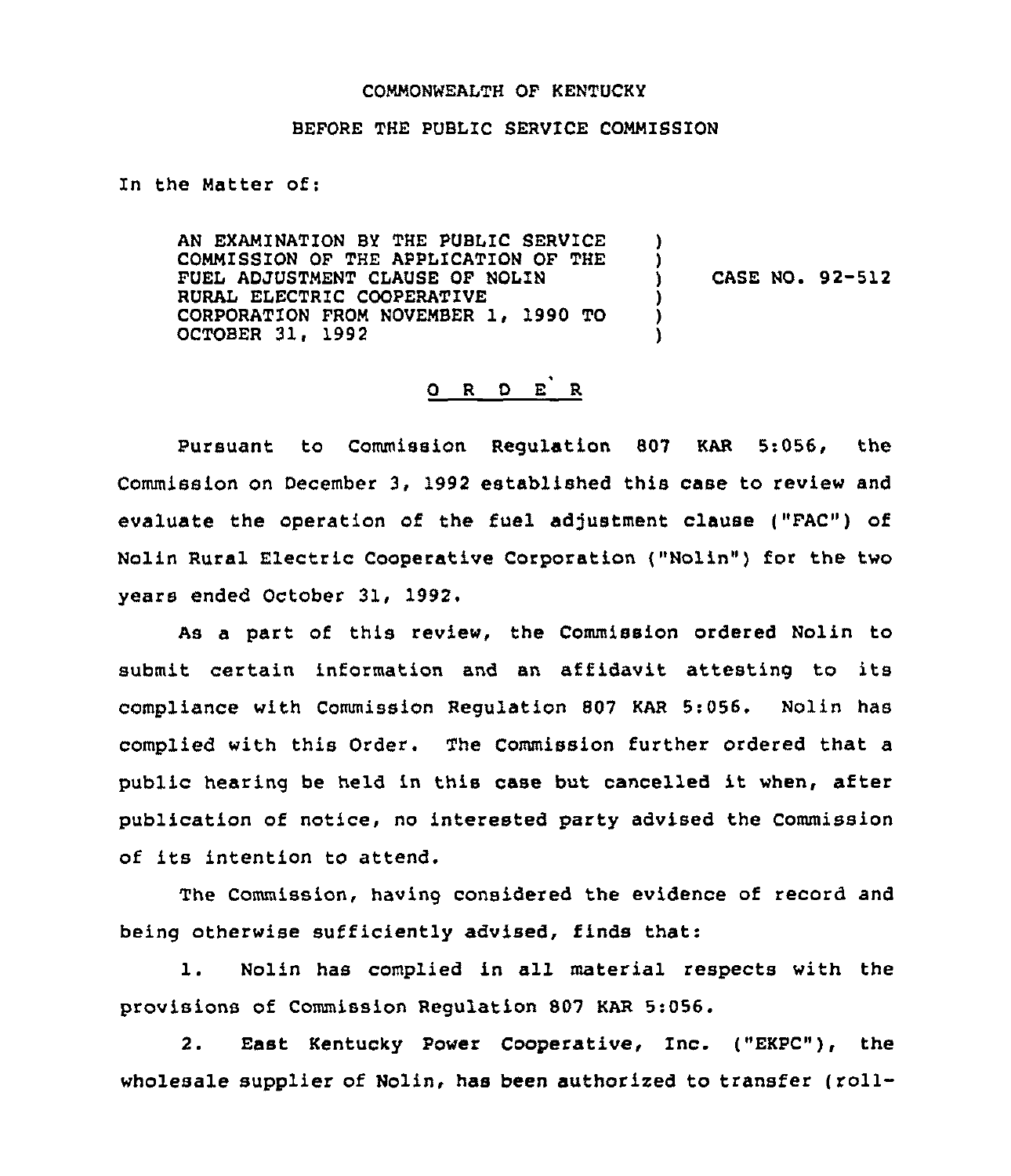COMMONWEALTH OF KENTUCKY

BEFORE THE PUBLIC SERVICE COMMISSION

In the Matter of:

| | | |
|---|---|---|
| AN EXAMINATION BY THE PUBLIC SERVICE COMMISSION OF THE APPLICATION OF THE FUEL ADJUSTMENT CLAUSE OF NOLIN RURAL ELECTRIC COOPERATIVE CORPORATION FROM NOVEMBER 1, 1990 TO OCTOBER 31, 1992 | ) | CASE NO. 92-512 |

# O R D E R

Pursuant to Commission Regulation 807 KAR 5:056, the Commission on December 3, 1992 established this case to review and evaluate the operation of the fuel adjustment clause ("FAC") of Nolin Rural Electric Cooperative Corporation ("Nolin") for the two years ended October 31, 1992.

As a part of this review, the Commission ordered Nolin to submit certain information and an affidavit attesting to its compliance with Commission Regulation 807 KAR 5:056. Nolin has complied with this Order. The Commission further ordered that a public hearing be held in this case but cancelled it when, after publication of notice, no interested party advised the Commission of its intention to attend.

The Commission, having considered the evidence of record and being otherwise sufficiently advised, finds that:

1. Nolin has complied in all material respects with the provisions of Commission Regulation 807 KAR 5:056.

2. East Kentucky Power Cooperative, Inc. ("EKPC"), the wholesale supplier of Nolin, has been authorized to transfer (roll-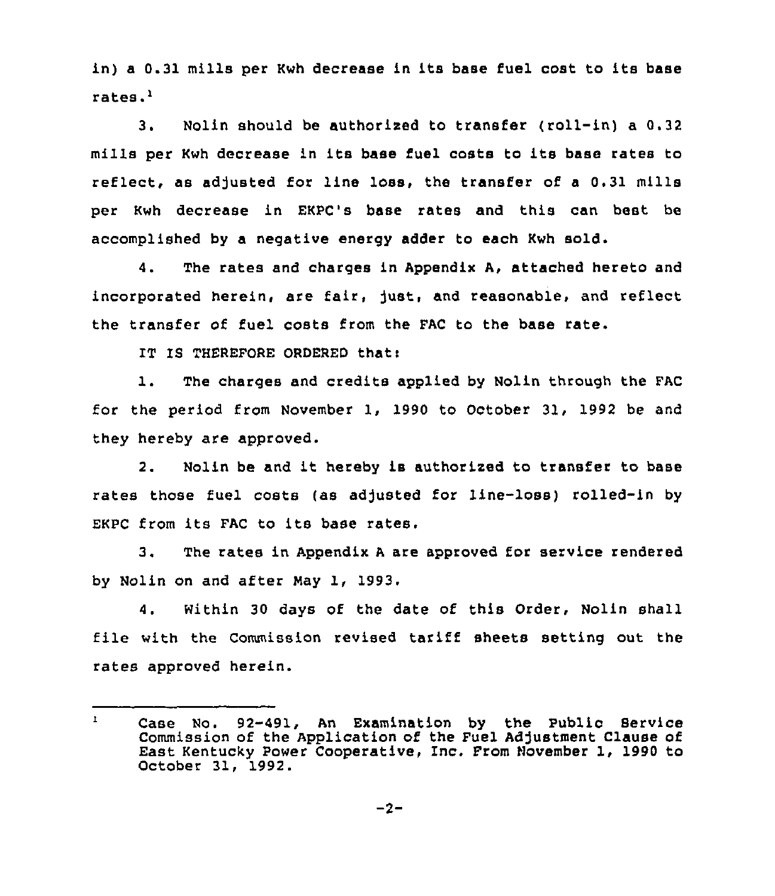in) a 0.31 mills per Kwh decrease in its base fuel cost to its base rates.[1]

3. Nolin should be authorized to transfer (roll-in) a 0.32 mills per Kwh decrease in its base fuel costs to its base rates to reflect, as adjusted for line loss, the transfer of a 0.31 mills per Kwh decrease in EKPC's base rates and this can best be accomplished by a negative energy adder to each Kwh sold.

4. The rates and charges in Appendix A, attached hereto and incorporated herein, are fair, just, and reasonable, and reflect the transfer of fuel costs from the FAC to the base rate.

IT IS THEREFORE ORDERED that:

1. The charges and credits applied by Nolin through the FAC for the period from November 1, 1990 to October 31, 1992 be and they hereby are approved.

2. Nolin be and it hereby is authorized to transfer to base rates those fuel costs (as adjusted for line-loss) rolled-in by EKPC from its FAC to its base rates.

3. The rates in Appendix A are approved for service rendered by Nolin on and after May 1, 1993.

4. Within 30 days of the date of this Order, Nolin shall file with the Commission revised tariff sheets setting out the rates approved herein.

---

[1] Case No. 92-491, An Examination by the Public Service Commission of the Application of the Fuel Adjustment Clause of East Kentucky Power Cooperative, Inc. From November 1, 1990 to October 31, 1992.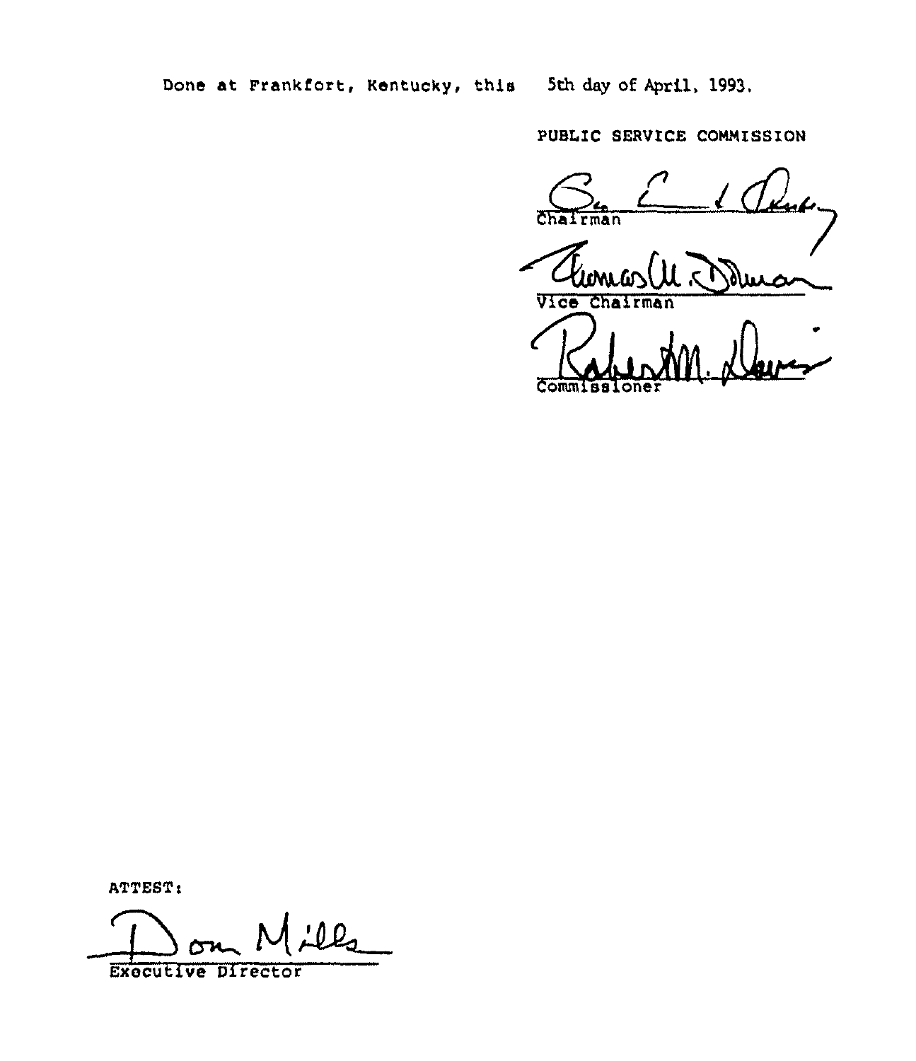Done at Frankfort, Kentucky, this 5th day of April, 1993.

PUBLIC SERVICE COMMISSION

Chairman

Vice Chairman

Commissioner

ATTEST:

Executive Director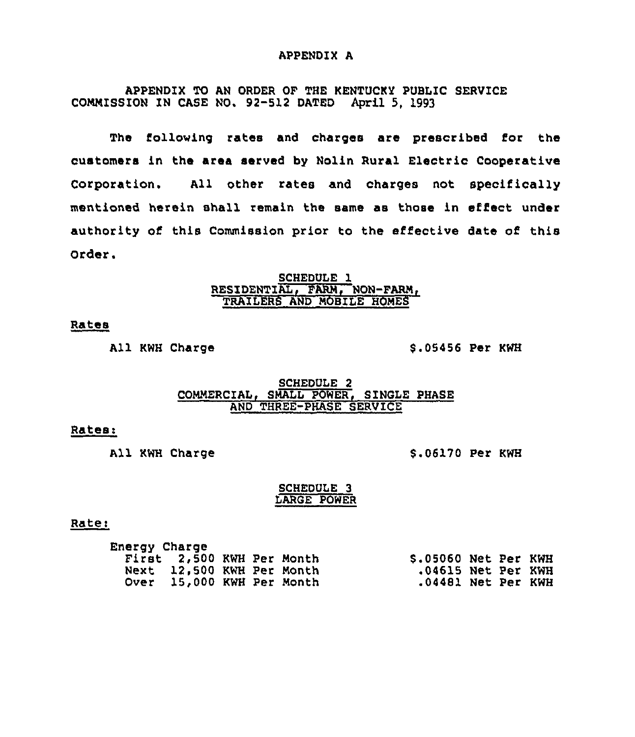# APPENDIX A

APPENDIX TO AN ORDER OF THE KENTUCKY PUBLIC SERVICE COMMISSION IN CASE NO. 92-512 DATED April 5, 1993

The following rates and charges are prescribed for the customers in the area served by Nolin Rural Electric Cooperative Corporation. All other rates and charges not specifically mentioned herein shall remain the same as those in effect under authority of this Commission prior to the effective date of this Order.

## SCHEDULE 1
## RESIDENTIAL, FARM, NON-FARM, TRAILERS AND MOBILE HOMES

Rates

| | |
|---|---|
| All KWH Charge | $.05456 Per KWH |

## SCHEDULE 2
## COMMERCIAL, SMALL POWER, SINGLE PHASE AND THREE-PHASE SERVICE

Rates:

| | |
|---|---|
| All KWH Charge | $.06170 Per KWH |

## SCHEDULE 3
## LARGE POWER

Rate:

| Energy Charge | |
|---|---|
| First 2,500 KWH Per Month | $.05060 Net Per KWH |
| Next 12,500 KWH Per Month | .04615 Net Per KWH |
| Over 15,000 KWH Per Month | .04481 Net Per KWH |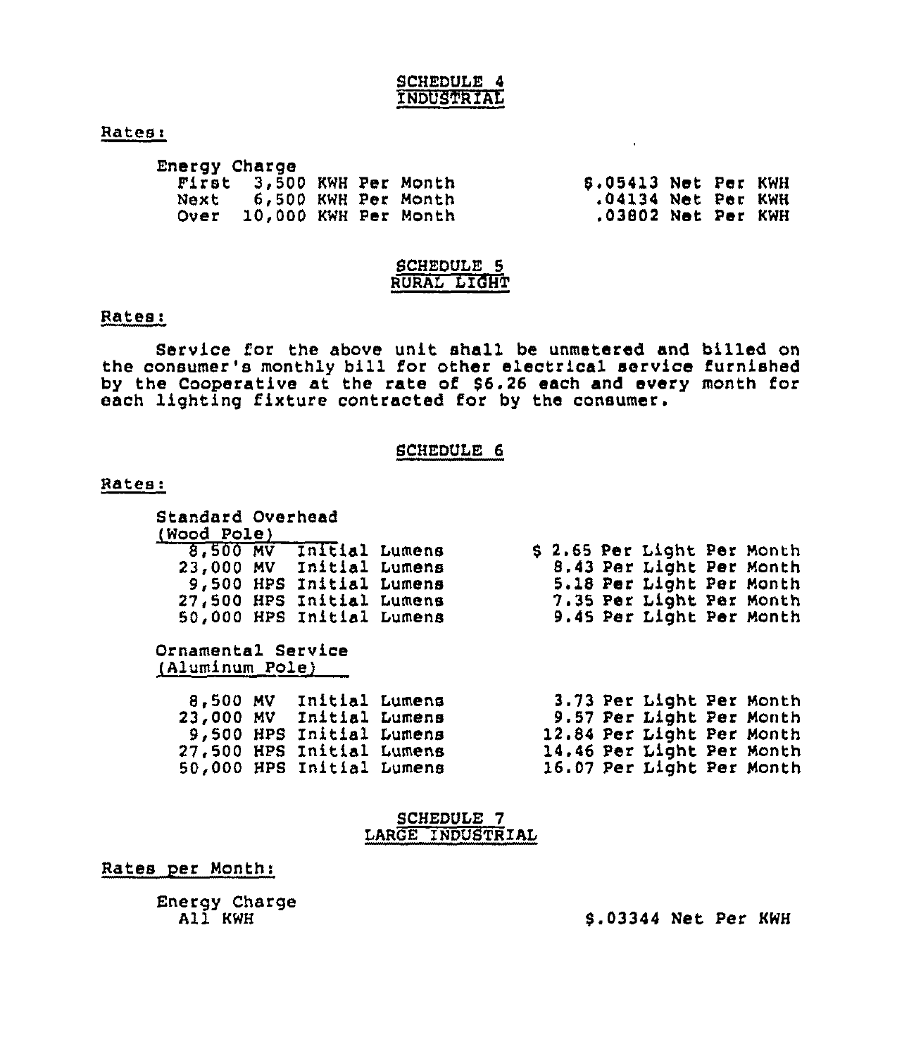## SCHEDULE 4
## INDUSTRIAL

Rates:

Energy Charge

| | |
|---|---|
| First 3,500 KWH Per Month | $.05413 Net Per KWH |
| Next 6,500 KWH Per Month | .04134 Net Per KWH |
| Over 10,000 KWH Per Month | .03802 Net Per KWH |

## SCHEDULE 5
## RURAL LIGHT

Rates:

Service for the above unit shall be unmetered and billed on the consumer's monthly bill for other electrical service furnished by the Cooperative at the rate of $6.26 each and every month for each lighting fixture contracted for by the consumer.

## SCHEDULE 6

Rates:

Standard Overhead
(Wood Pole)

| | |
|---|---|
| 8,500 MV Initial Lumens | $ 2.65 Per Light Per Month |
| 23,000 MV Initial Lumens | 8.43 Per Light Per Month |
| 9,500 HPS Initial Lumens | 5.18 Per Light Per Month |
| 27,500 HPS Initial Lumens | 7.35 Per Light Per Month |
| 50,000 HPS Initial Lumens | 9.45 Per Light Per Month |

Ornamental Service
(Aluminum Pole)

| | |
|---|---|
| 8,500 MV Initial Lumens | 3.73 Per Light Per Month |
| 23,000 MV Initial Lumens | 9.57 Per Light Per Month |
| 9,500 HPS Initial Lumens | 12.84 Per Light Per Month |
| 27,500 HPS Initial Lumens | 14.46 Per Light Per Month |
| 50,000 HPS Initial Lumens | 16.07 Per Light Per Month |

## SCHEDULE 7
## LARGE INDUSTRIAL

Rates per Month:

Energy Charge

| | |
|---|---|
| All KWH | $.03344 Net Per KWH |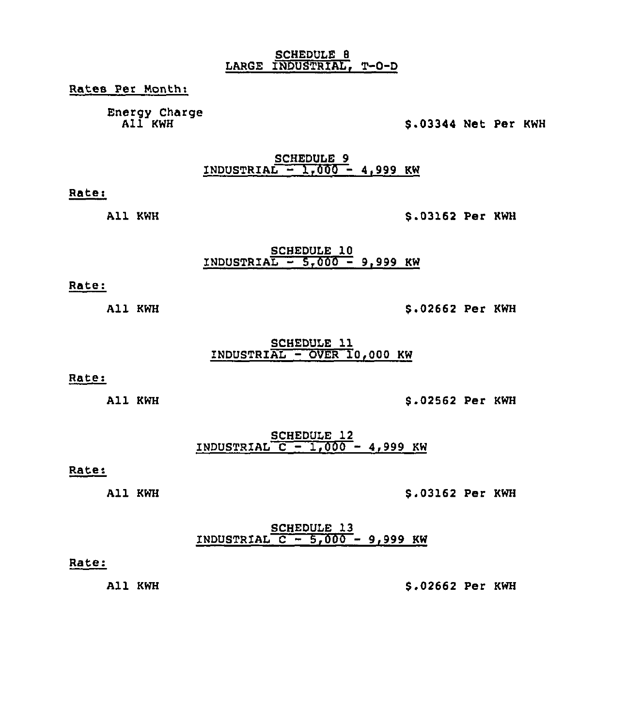## SCHEDULE 8
## LARGE INDUSTRIAL, T-O-D

Rates Per Month:

| | |
|---|---|
| Energy Charge<br>All KWH | $.03344 Net Per KWH |

## SCHEDULE 9
## INDUSTRIAL - 1,000 - 4,999 KW

Rate:

| | |
|---|---|
| All KWH | $.03162 Per KWH |

## SCHEDULE 10
## INDUSTRIAL - 5,000 - 9,999 KW

Rate:

| | |
|---|---|
| All KWH | $.02662 Per KWH |

## SCHEDULE 11
## INDUSTRIAL - OVER 10,000 KW

Rate:

| | |
|---|---|
| All KWH | $.02562 Per KWH |

## SCHEDULE 12
## INDUSTRIAL C - 1,000 - 4,999 KW

Rate:

| | |
|---|---|
| All KWH | $.03162 Per KWH |

## SCHEDULE 13
## INDUSTRIAL C - 5,000 - 9,999 KW

Rate:

| | |
|---|---|
| All KWH | $.02662 Per KWH |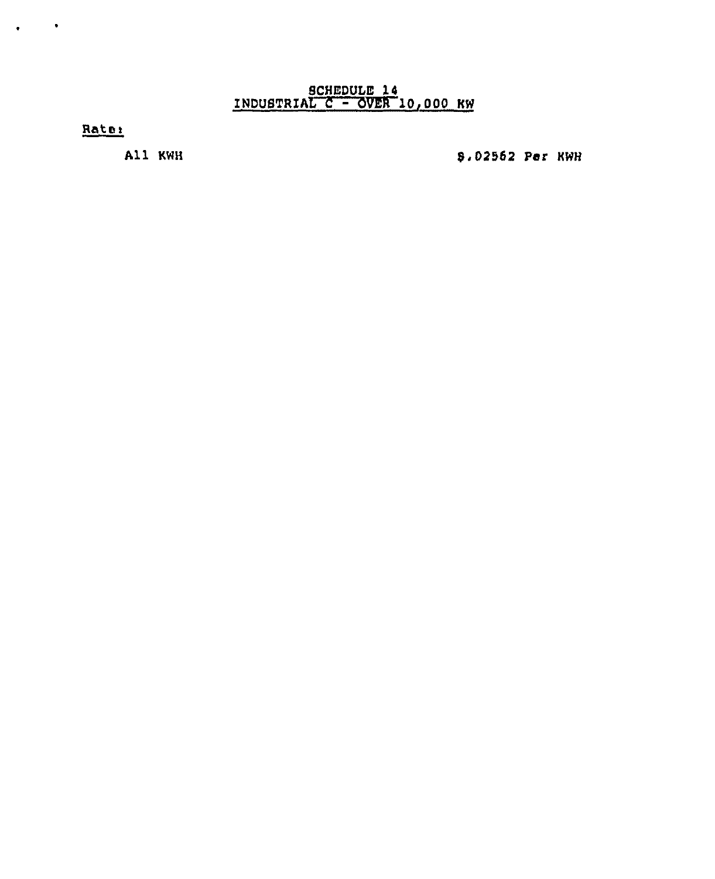## SCHEDULE 14
## INDUSTRIAL C - OVER 10,000 KW

Rate:

All KWH $.02562 Per KWH